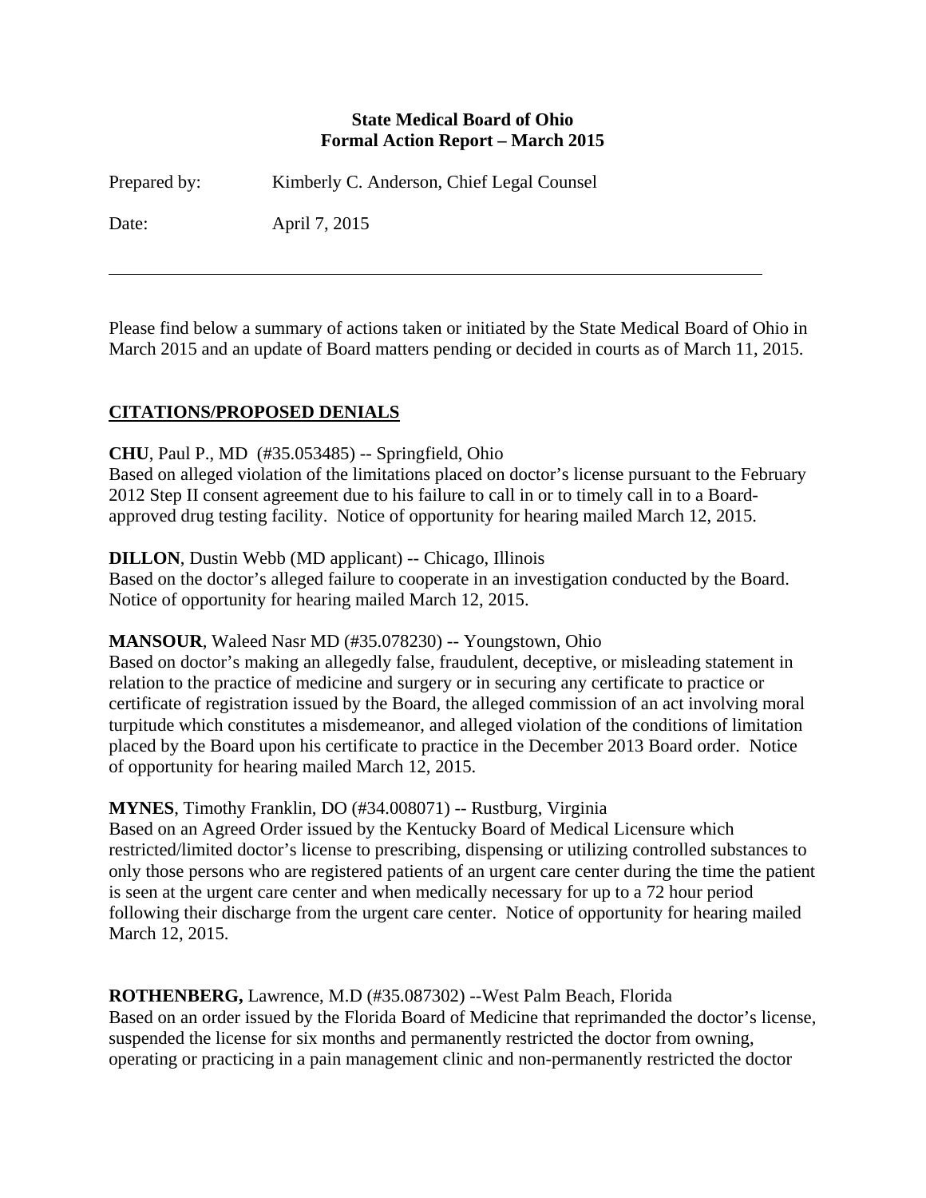**State Medical Board of Ohio**
**Formal Action Report – March 2015**

Prepared by: Kimberly C. Anderson, Chief Legal Counsel

Date: April 7, 2015

---

Please find below a summary of actions taken or initiated by the State Medical Board of Ohio in March 2015 and an update of Board matters pending or decided in courts as of March 11, 2015.

## CITATIONS/PROPOSED DENIALS

**CHU**, Paul P., MD (#35.053485) -- Springfield, Ohio
Based on alleged violation of the limitations placed on doctor's license pursuant to the February 2012 Step II consent agreement due to his failure to call in or to timely call in to a Board-approved drug testing facility. Notice of opportunity for hearing mailed March 12, 2015.

**DILLON**, Dustin Webb (MD applicant) -- Chicago, Illinois
Based on the doctor's alleged failure to cooperate in an investigation conducted by the Board. Notice of opportunity for hearing mailed March 12, 2015.

**MANSOUR**, Waleed Nasr MD (#35.078230) -- Youngstown, Ohio
Based on doctor's making an allegedly false, fraudulent, deceptive, or misleading statement in relation to the practice of medicine and surgery or in securing any certificate to practice or certificate of registration issued by the Board, the alleged commission of an act involving moral turpitude which constitutes a misdemeanor, and alleged violation of the conditions of limitation placed by the Board upon his certificate to practice in the December 2013 Board order. Notice of opportunity for hearing mailed March 12, 2015.

**MYNES**, Timothy Franklin, DO (#34.008071) -- Rustburg, Virginia
Based on an Agreed Order issued by the Kentucky Board of Medical Licensure which restricted/limited doctor's license to prescribing, dispensing or utilizing controlled substances to only those persons who are registered patients of an urgent care center during the time the patient is seen at the urgent care center and when medically necessary for up to a 72 hour period following their discharge from the urgent care center. Notice of opportunity for hearing mailed March 12, 2015.

**ROTHENBERG,** Lawrence, M.D (#35.087302) --West Palm Beach, Florida
Based on an order issued by the Florida Board of Medicine that reprimanded the doctor's license, suspended the license for six months and permanently restricted the doctor from owning, operating or practicing in a pain management clinic and non-permanently restricted the doctor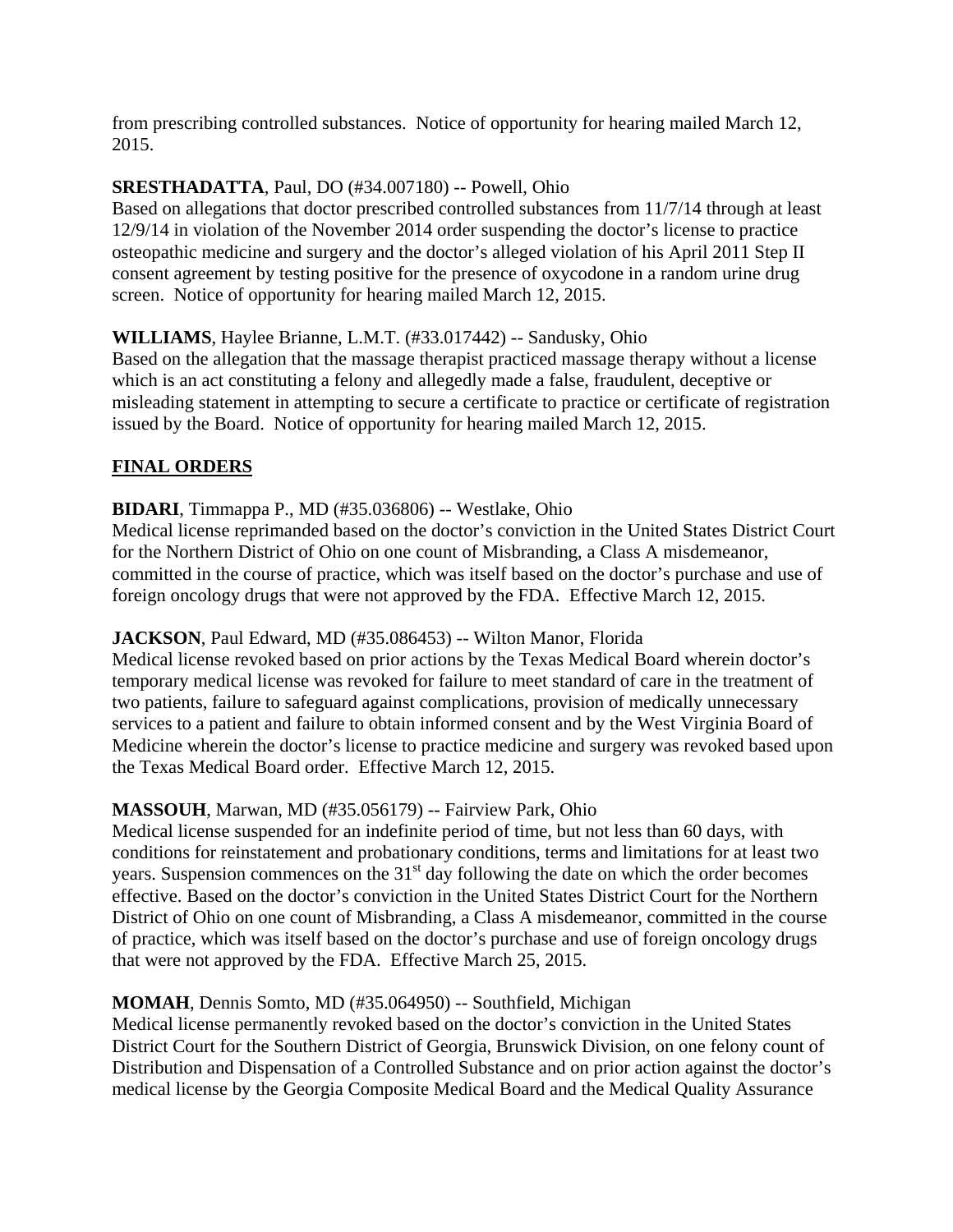from prescribing controlled substances. Notice of opportunity for hearing mailed March 12, 2015.

**SRESTHADATTA**, Paul, DO (#34.007180) -- Powell, Ohio
Based on allegations that doctor prescribed controlled substances from 11/7/14 through at least 12/9/14 in violation of the November 2014 order suspending the doctor's license to practice osteopathic medicine and surgery and the doctor's alleged violation of his April 2011 Step II consent agreement by testing positive for the presence of oxycodone in a random urine drug screen. Notice of opportunity for hearing mailed March 12, 2015.

**WILLIAMS**, Haylee Brianne, L.M.T. (#33.017442) -- Sandusky, Ohio
Based on the allegation that the massage therapist practiced massage therapy without a license which is an act constituting a felony and allegedly made a false, fraudulent, deceptive or misleading statement in attempting to secure a certificate to practice or certificate of registration issued by the Board. Notice of opportunity for hearing mailed March 12, 2015.

## FINAL ORDERS

**BIDARI**, Timmappa P., MD (#35.036806) -- Westlake, Ohio
Medical license reprimanded based on the doctor's conviction in the United States District Court for the Northern District of Ohio on one count of Misbranding, a Class A misdemeanor, committed in the course of practice, which was itself based on the doctor's purchase and use of foreign oncology drugs that were not approved by the FDA. Effective March 12, 2015.

**JACKSON**, Paul Edward, MD (#35.086453) -- Wilton Manor, Florida
Medical license revoked based on prior actions by the Texas Medical Board wherein doctor's temporary medical license was revoked for failure to meet standard of care in the treatment of two patients, failure to safeguard against complications, provision of medically unnecessary services to a patient and failure to obtain informed consent and by the West Virginia Board of Medicine wherein the doctor's license to practice medicine and surgery was revoked based upon the Texas Medical Board order. Effective March 12, 2015.

**MASSOUH**, Marwan, MD (#35.056179) -- Fairview Park, Ohio
Medical license suspended for an indefinite period of time, but not less than 60 days, with conditions for reinstatement and probationary conditions, terms and limitations for at least two years. Suspension commences on the 31st day following the date on which the order becomes effective. Based on the doctor's conviction in the United States District Court for the Northern District of Ohio on one count of Misbranding, a Class A misdemeanor, committed in the course of practice, which was itself based on the doctor's purchase and use of foreign oncology drugs that were not approved by the FDA. Effective March 25, 2015.

**MOMAH**, Dennis Somto, MD (#35.064950) -- Southfield, Michigan
Medical license permanently revoked based on the doctor's conviction in the United States District Court for the Southern District of Georgia, Brunswick Division, on one felony count of Distribution and Dispensation of a Controlled Substance and on prior action against the doctor's medical license by the Georgia Composite Medical Board and the Medical Quality Assurance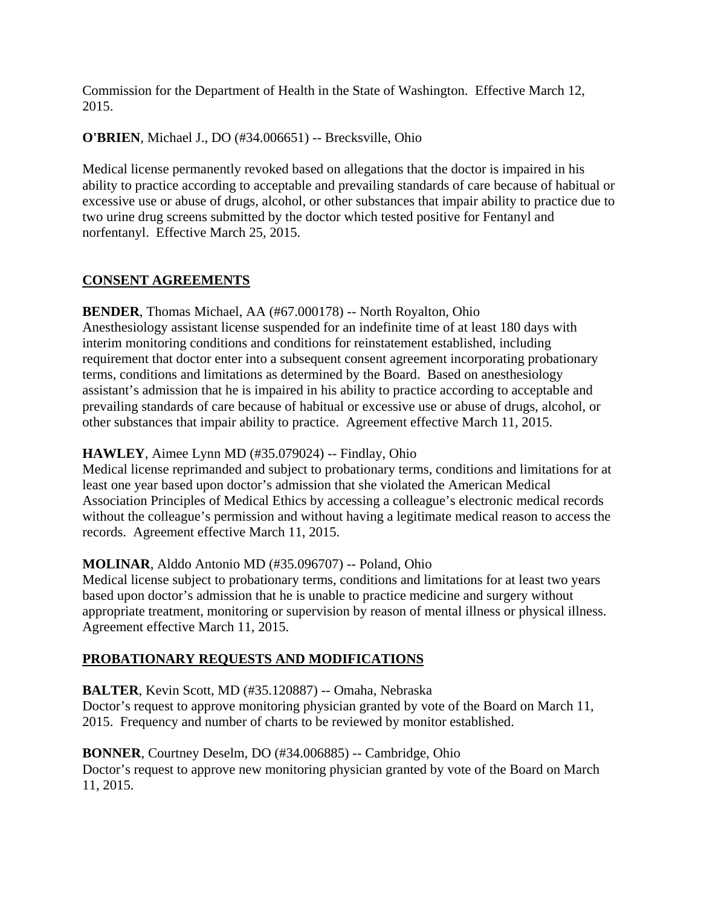Commission for the Department of Health in the State of Washington. Effective March 12, 2015.

**O'BRIEN**, Michael J., DO (#34.006651) -- Brecksville, Ohio

Medical license permanently revoked based on allegations that the doctor is impaired in his ability to practice according to acceptable and prevailing standards of care because of habitual or excessive use or abuse of drugs, alcohol, or other substances that impair ability to practice due to two urine drug screens submitted by the doctor which tested positive for Fentanyl and norfentanyl. Effective March 25, 2015.

## CONSENT AGREEMENTS

**BENDER**, Thomas Michael, AA (#67.000178) -- North Royalton, Ohio
Anesthesiology assistant license suspended for an indefinite time of at least 180 days with interim monitoring conditions and conditions for reinstatement established, including requirement that doctor enter into a subsequent consent agreement incorporating probationary terms, conditions and limitations as determined by the Board. Based on anesthesiology assistant's admission that he is impaired in his ability to practice according to acceptable and prevailing standards of care because of habitual or excessive use or abuse of drugs, alcohol, or other substances that impair ability to practice. Agreement effective March 11, 2015.

**HAWLEY**, Aimee Lynn MD (#35.079024) -- Findlay, Ohio
Medical license reprimanded and subject to probationary terms, conditions and limitations for at least one year based upon doctor's admission that she violated the American Medical Association Principles of Medical Ethics by accessing a colleague's electronic medical records without the colleague's permission and without having a legitimate medical reason to access the records. Agreement effective March 11, 2015.

**MOLINAR**, Alddo Antonio MD (#35.096707) -- Poland, Ohio
Medical license subject to probationary terms, conditions and limitations for at least two years based upon doctor's admission that he is unable to practice medicine and surgery without appropriate treatment, monitoring or supervision by reason of mental illness or physical illness. Agreement effective March 11, 2015.

## PROBATIONARY REQUESTS AND MODIFICATIONS

**BALTER**, Kevin Scott, MD (#35.120887) -- Omaha, Nebraska
Doctor's request to approve monitoring physician granted by vote of the Board on March 11, 2015. Frequency and number of charts to be reviewed by monitor established.

**BONNER**, Courtney Deselm, DO (#34.006885) -- Cambridge, Ohio
Doctor's request to approve new monitoring physician granted by vote of the Board on March 11, 2015.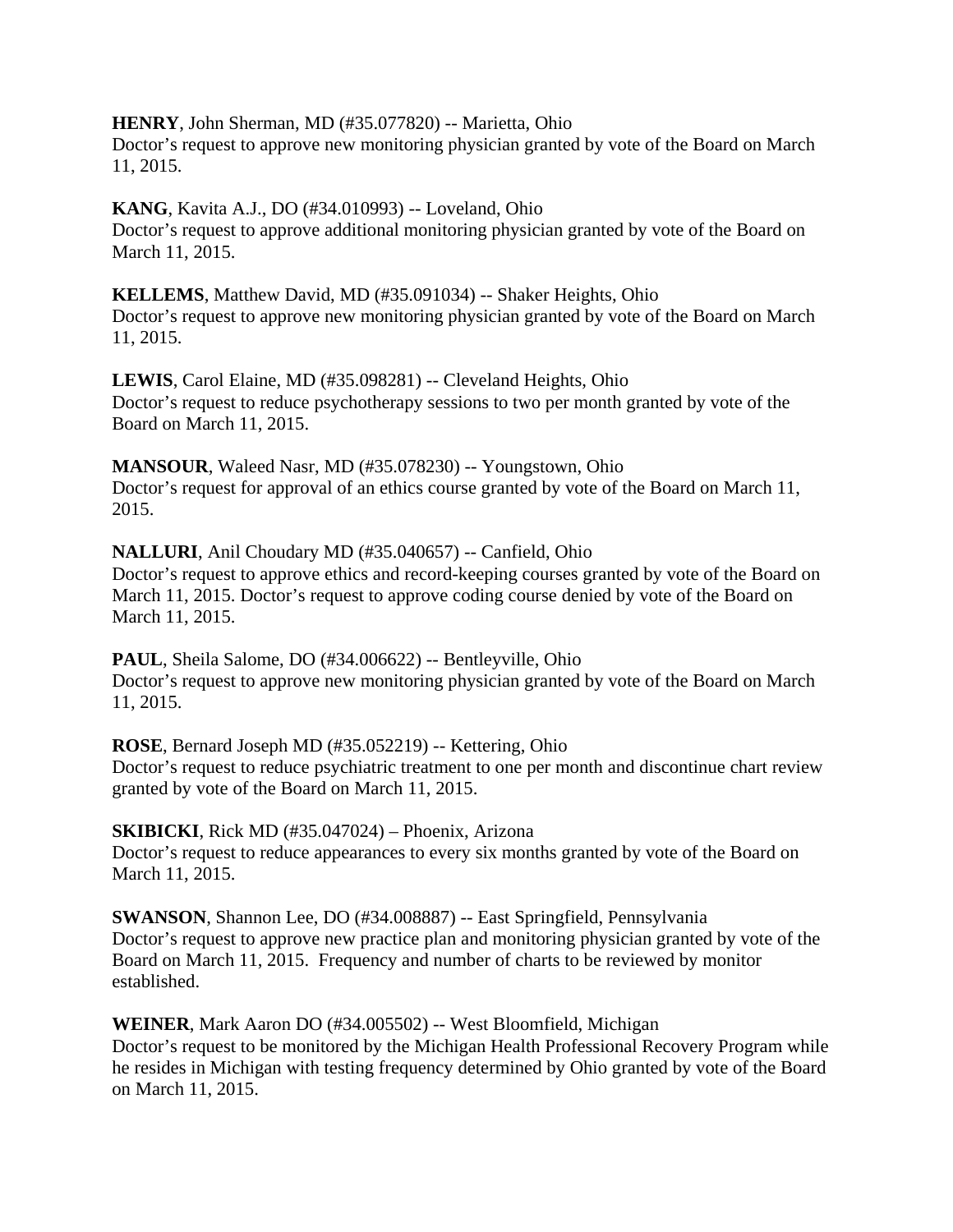**HENRY**, John Sherman, MD (#35.077820) -- Marietta, Ohio
Doctor's request to approve new monitoring physician granted by vote of the Board on March 11, 2015.

**KANG**, Kavita A.J., DO (#34.010993) -- Loveland, Ohio
Doctor's request to approve additional monitoring physician granted by vote of the Board on March 11, 2015.

**KELLEMS**, Matthew David, MD (#35.091034) -- Shaker Heights, Ohio
Doctor's request to approve new monitoring physician granted by vote of the Board on March 11, 2015.

**LEWIS**, Carol Elaine, MD (#35.098281) -- Cleveland Heights, Ohio
Doctor's request to reduce psychotherapy sessions to two per month granted by vote of the Board on March 11, 2015.

**MANSOUR**, Waleed Nasr, MD (#35.078230) -- Youngstown, Ohio
Doctor's request for approval of an ethics course granted by vote of the Board on March 11, 2015.

**NALLURI**, Anil Choudary MD (#35.040657) -- Canfield, Ohio
Doctor's request to approve ethics and record-keeping courses granted by vote of the Board on March 11, 2015. Doctor's request to approve coding course denied by vote of the Board on March 11, 2015.

**PAUL**, Sheila Salome, DO (#34.006622) -- Bentleyville, Ohio
Doctor's request to approve new monitoring physician granted by vote of the Board on March 11, 2015.

**ROSE**, Bernard Joseph MD (#35.052219) -- Kettering, Ohio
Doctor's request to reduce psychiatric treatment to one per month and discontinue chart review granted by vote of the Board on March 11, 2015.

**SKIBICKI**, Rick MD (#35.047024) – Phoenix, Arizona
Doctor's request to reduce appearances to every six months granted by vote of the Board on March 11, 2015.

**SWANSON**, Shannon Lee, DO (#34.008887) -- East Springfield, Pennsylvania
Doctor's request to approve new practice plan and monitoring physician granted by vote of the Board on March 11, 2015. Frequency and number of charts to be reviewed by monitor established.

**WEINER**, Mark Aaron DO (#34.005502) -- West Bloomfield, Michigan
Doctor's request to be monitored by the Michigan Health Professional Recovery Program while he resides in Michigan with testing frequency determined by Ohio granted by vote of the Board on March 11, 2015.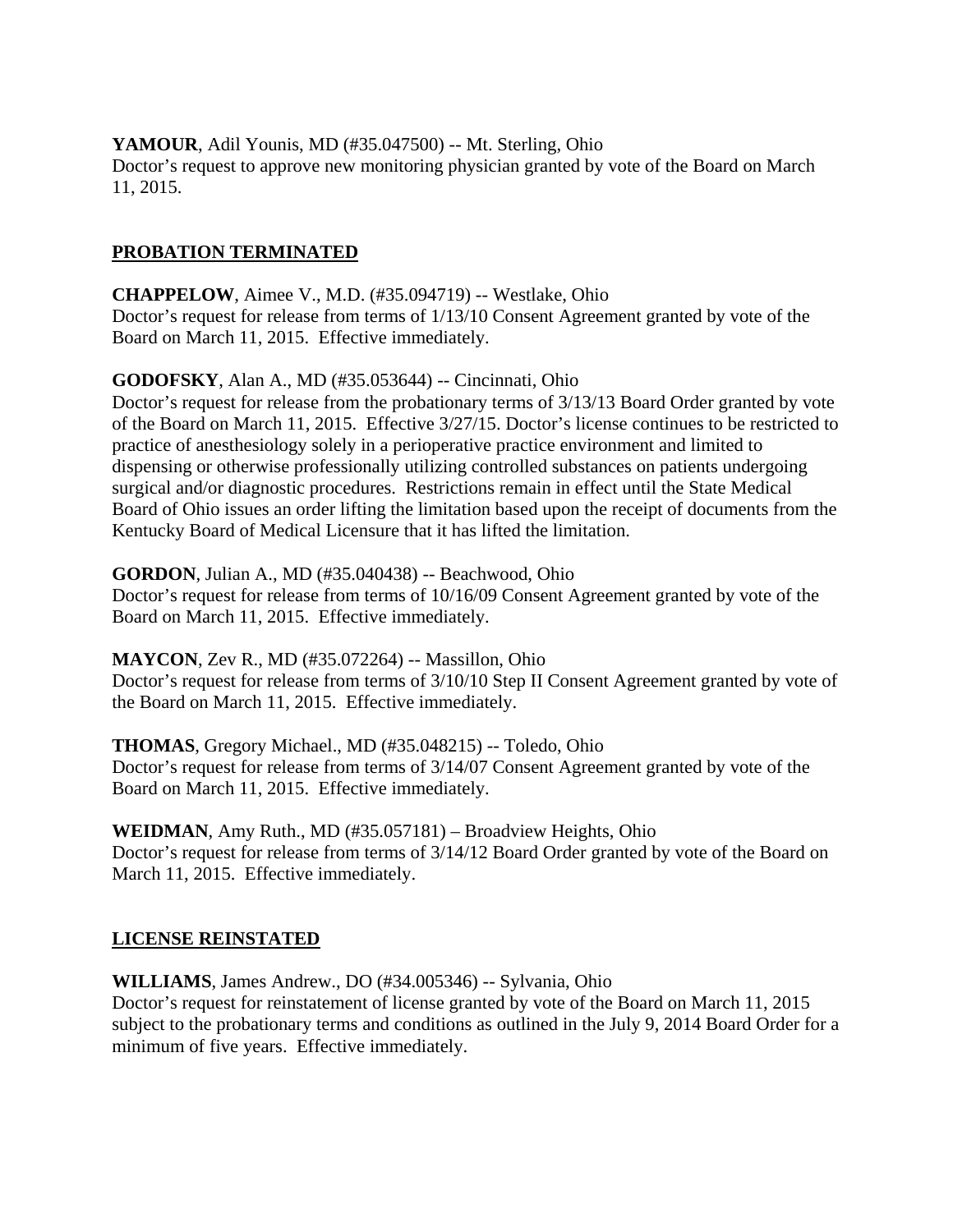**YAMOUR**, Adil Younis, MD (#35.047500) -- Mt. Sterling, Ohio
Doctor's request to approve new monitoring physician granted by vote of the Board on March 11, 2015.

## PROBATION TERMINATED

**CHAPPELOW**, Aimee V., M.D. (#35.094719) -- Westlake, Ohio
Doctor's request for release from terms of 1/13/10 Consent Agreement granted by vote of the Board on March 11, 2015. Effective immediately.

**GODOFSKY**, Alan A., MD (#35.053644) -- Cincinnati, Ohio
Doctor's request for release from the probationary terms of 3/13/13 Board Order granted by vote of the Board on March 11, 2015. Effective 3/27/15. Doctor's license continues to be restricted to practice of anesthesiology solely in a perioperative practice environment and limited to dispensing or otherwise professionally utilizing controlled substances on patients undergoing surgical and/or diagnostic procedures. Restrictions remain in effect until the State Medical Board of Ohio issues an order lifting the limitation based upon the receipt of documents from the Kentucky Board of Medical Licensure that it has lifted the limitation.

**GORDON**, Julian A., MD (#35.040438) -- Beachwood, Ohio
Doctor's request for release from terms of 10/16/09 Consent Agreement granted by vote of the Board on March 11, 2015. Effective immediately.

**MAYCON**, Zev R., MD (#35.072264) -- Massillon, Ohio
Doctor's request for release from terms of 3/10/10 Step II Consent Agreement granted by vote of the Board on March 11, 2015. Effective immediately.

**THOMAS**, Gregory Michael., MD (#35.048215) -- Toledo, Ohio
Doctor's request for release from terms of 3/14/07 Consent Agreement granted by vote of the Board on March 11, 2015. Effective immediately.

**WEIDMAN**, Amy Ruth., MD (#35.057181) – Broadview Heights, Ohio
Doctor's request for release from terms of 3/14/12 Board Order granted by vote of the Board on March 11, 2015. Effective immediately.

## LICENSE REINSTATED

**WILLIAMS**, James Andrew., DO (#34.005346) -- Sylvania, Ohio
Doctor's request for reinstatement of license granted by vote of the Board on March 11, 2015 subject to the probationary terms and conditions as outlined in the July 9, 2014 Board Order for a minimum of five years. Effective immediately.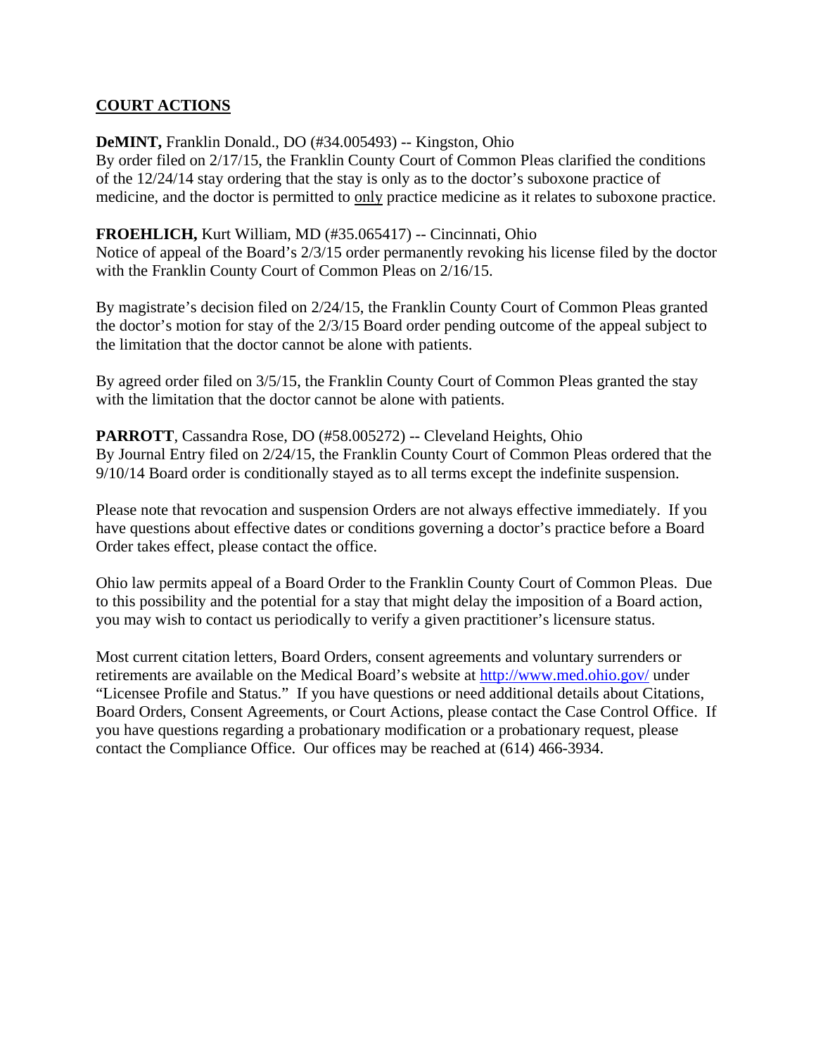## COURT ACTIONS

**DeMINT,** Franklin Donald., DO (#34.005493) -- Kingston, Ohio
By order filed on 2/17/15, the Franklin County Court of Common Pleas clarified the conditions of the 12/24/14 stay ordering that the stay is only as to the doctor's suboxone practice of medicine, and the doctor is permitted to only practice medicine as it relates to suboxone practice.

**FROEHLICH,** Kurt William, MD (#35.065417) -- Cincinnati, Ohio
Notice of appeal of the Board's 2/3/15 order permanently revoking his license filed by the doctor with the Franklin County Court of Common Pleas on 2/16/15.

By magistrate's decision filed on 2/24/15, the Franklin County Court of Common Pleas granted the doctor's motion for stay of the 2/3/15 Board order pending outcome of the appeal subject to the limitation that the doctor cannot be alone with patients.

By agreed order filed on 3/5/15, the Franklin County Court of Common Pleas granted the stay with the limitation that the doctor cannot be alone with patients.

**PARROTT**, Cassandra Rose, DO (#58.005272) -- Cleveland Heights, Ohio
By Journal Entry filed on 2/24/15, the Franklin County Court of Common Pleas ordered that the 9/10/14 Board order is conditionally stayed as to all terms except the indefinite suspension.

Please note that revocation and suspension Orders are not always effective immediately. If you have questions about effective dates or conditions governing a doctor's practice before a Board Order takes effect, please contact the office.

Ohio law permits appeal of a Board Order to the Franklin County Court of Common Pleas. Due to this possibility and the potential for a stay that might delay the imposition of a Board action, you may wish to contact us periodically to verify a given practitioner's licensure status.

Most current citation letters, Board Orders, consent agreements and voluntary surrenders or retirements are available on the Medical Board's website at http://www.med.ohio.gov/ under "Licensee Profile and Status." If you have questions or need additional details about Citations, Board Orders, Consent Agreements, or Court Actions, please contact the Case Control Office. If you have questions regarding a probationary modification or a probationary request, please contact the Compliance Office. Our offices may be reached at (614) 466-3934.